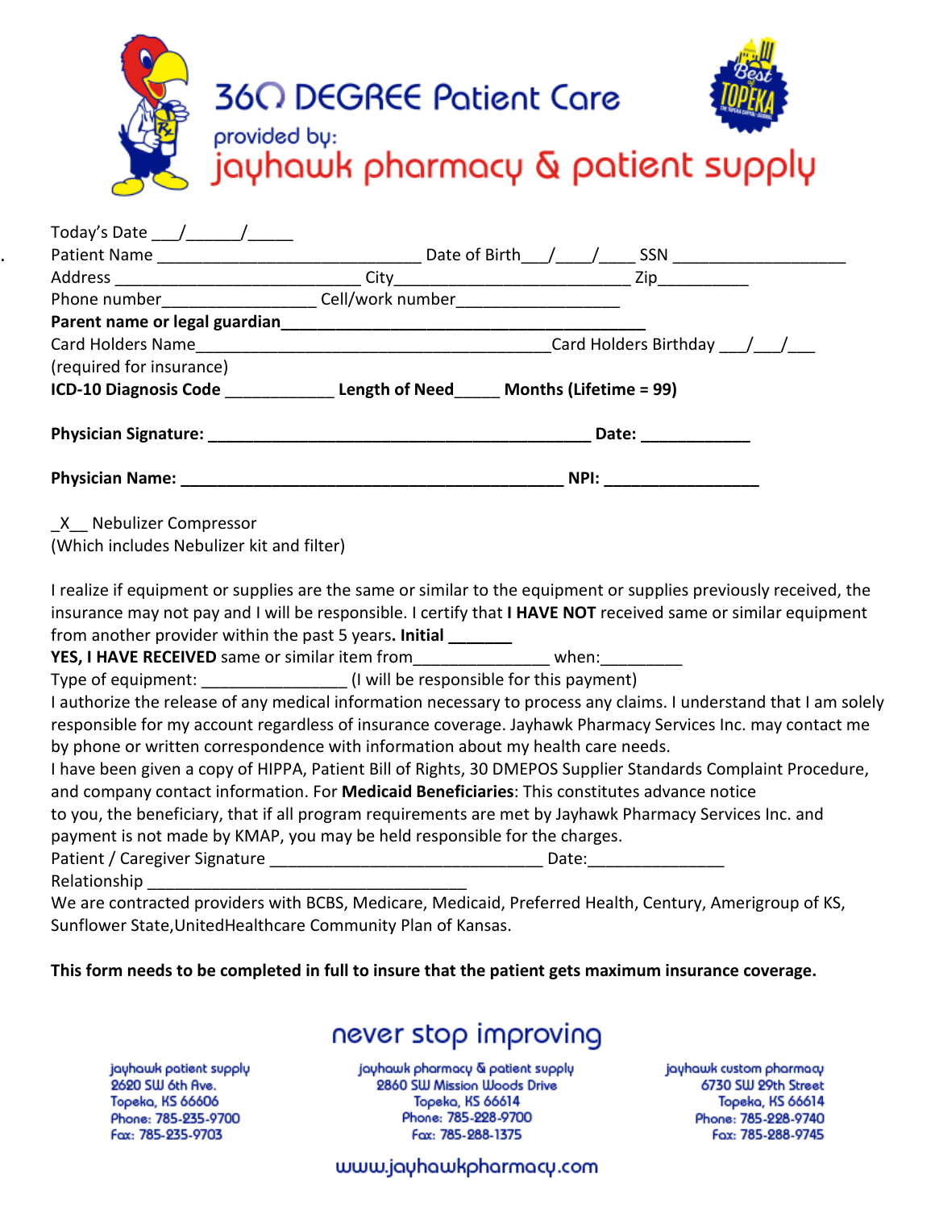# 360 DEGREE Patient Care

provided by:

# jayhawk pharmacy & patient supply

Today's Date ___/______/_____

Patient Name _____________________________ Date of Birth___/____/____ SSN ___________________

Address ___________________________ City_________________________ Zip__________

Phone number_________________ Cell/work number__________________

**Parent name or legal guardian________________________________________**

Card Holders Name________________________________________Card Holders Birthday ___/___/___

(required for insurance)

**ICD-10 Diagnosis Code ____________ Length of Need_____ Months (Lifetime = 99)**

**Physician Signature: ___________________________________________ Date: ____________**

**Physician Name: ___________________________________________ NPI: _________________**

_X__ Nebulizer Compressor

(Which includes Nebulizer kit and filter)

I realize if equipment or supplies are the same or similar to the equipment or supplies previously received, the insurance may not pay and I will be responsible. I certify that **I HAVE NOT** received same or similar equipment from another provider within the past 5 years**. Initial _______**

**YES, I HAVE RECEIVED** same or similar item from______________ when:_________

Type of equipment: ________________ (I will be responsible for this payment)

I authorize the release of any medical information necessary to process any claims. I understand that I am solely responsible for my account regardless of insurance coverage. Jayhawk Pharmacy Services Inc. may contact me by phone or written correspondence with information about my health care needs.

I have been given a copy of HIPPA, Patient Bill of Rights, 30 DMEPOS Supplier Standards Complaint Procedure, and company contact information. For **Medicaid Beneficiaries**: This constitutes advance notice to you, the beneficiary, that if all program requirements are met by Jayhawk Pharmacy Services Inc. and payment is not made by KMAP, you may be held responsible for the charges.

Patient / Caregiver Signature ______________________________ Date:_______________

Relationship _______________________________

We are contracted providers with BCBS, Medicare, Medicaid, Preferred Health, Century, Amerigroup of KS, Sunflower State,UnitedHealthcare Community Plan of Kansas.

**This form needs to be completed in full to insure that the patient gets maximum insurance coverage.**

never stop improving

jayhawk patient supply
2620 SW 6th Ave.
Topeka, KS 66606
Phone: 785-235-9700
Fax: 785-235-9703

jayhawk pharmacy & patient supply
2860 SW Mission Woods Drive
Topeka, KS 66614
Phone: 785-228-9700
Fax: 785-288-1375

jayhawk custom pharmacy
6730 SW 29th Street
Topeka, KS 66614
Phone: 785-228-9740
Fax: 785-288-9745

www.jayhawkpharmacy.com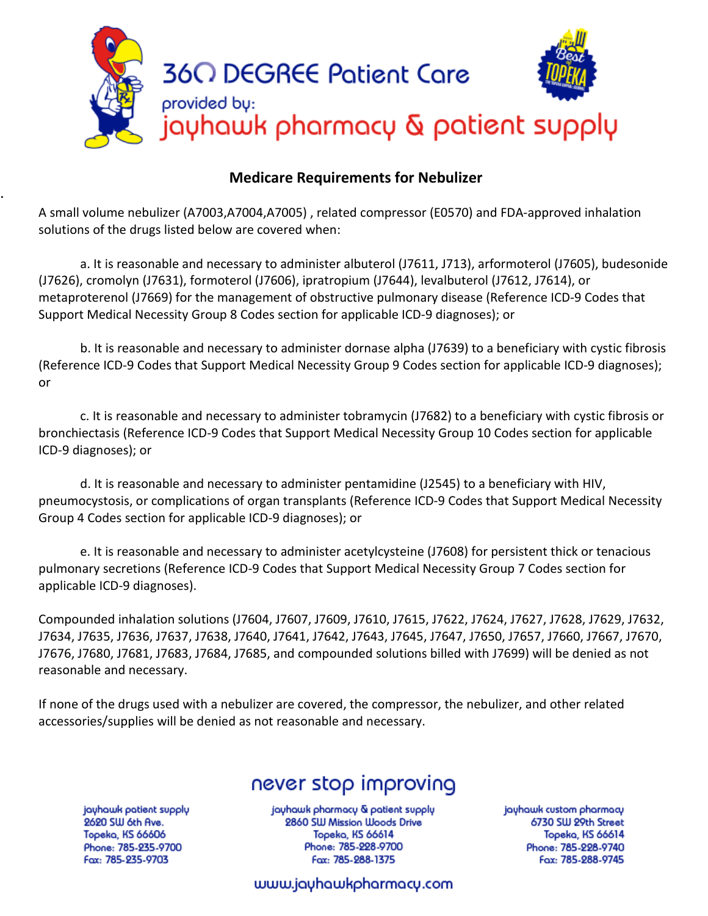# 360 DEGREE Patient Care

provided by:
jayhawk pharmacy & patient supply

## Medicare Requirements for Nebulizer

A small volume nebulizer (A7003,A7004,A7005) , related compressor (E0570) and FDA-approved inhalation solutions of the drugs listed below are covered when:

a. It is reasonable and necessary to administer albuterol (J7611, J713), arformoterol (J7605), budesonide (J7626), cromolyn (J7631), formoterol (J7606), ipratropium (J7644), levalbuterol (J7612, J7614), or metaproterenol (J7669) for the management of obstructive pulmonary disease (Reference ICD-9 Codes that Support Medical Necessity Group 8 Codes section for applicable ICD-9 diagnoses); or

b. It is reasonable and necessary to administer dornase alpha (J7639) to a beneficiary with cystic fibrosis (Reference ICD-9 Codes that Support Medical Necessity Group 9 Codes section for applicable ICD-9 diagnoses); or

c. It is reasonable and necessary to administer tobramycin (J7682) to a beneficiary with cystic fibrosis or bronchiectasis (Reference ICD-9 Codes that Support Medical Necessity Group 10 Codes section for applicable ICD-9 diagnoses); or

d. It is reasonable and necessary to administer pentamidine (J2545) to a beneficiary with HIV, pneumocystosis, or complications of organ transplants (Reference ICD-9 Codes that Support Medical Necessity Group 4 Codes section for applicable ICD-9 diagnoses); or

e. It is reasonable and necessary to administer acetylcysteine (J7608) for persistent thick or tenacious pulmonary secretions (Reference ICD-9 Codes that Support Medical Necessity Group 7 Codes section for applicable ICD-9 diagnoses).

Compounded inhalation solutions (J7604, J7607, J7609, J7610, J7615, J7622, J7624, J7627, J7628, J7629, J7632, J7634, J7635, J7636, J7637, J7638, J7640, J7641, J7642, J7643, J7645, J7647, J7650, J7657, J7660, J7667, J7670, J7676, J7680, J7681, J7683, J7684, J7685, and compounded solutions billed with J7699) will be denied as not reasonable and necessary.

If none of the drugs used with a nebulizer are covered, the compressor, the nebulizer, and other related accessories/supplies will be denied as not reasonable and necessary.

never stop improving

jayhawk patient supply
2620 SW 6th Ave.
Topeka, KS 66606
Phone: 785-235-9700
Fax: 785-235-9703

jayhawk pharmacy & patient supply
2860 SW Mission Woods Drive
Topeka, KS 66614
Phone: 785-228-9700
Fax: 785-288-1375

jayhawk custom pharmacy
6730 SW 29th Street
Topeka, KS 66614
Phone: 785-228-9740
Fax: 785-288-9745

www.jayhawkpharmacy.com